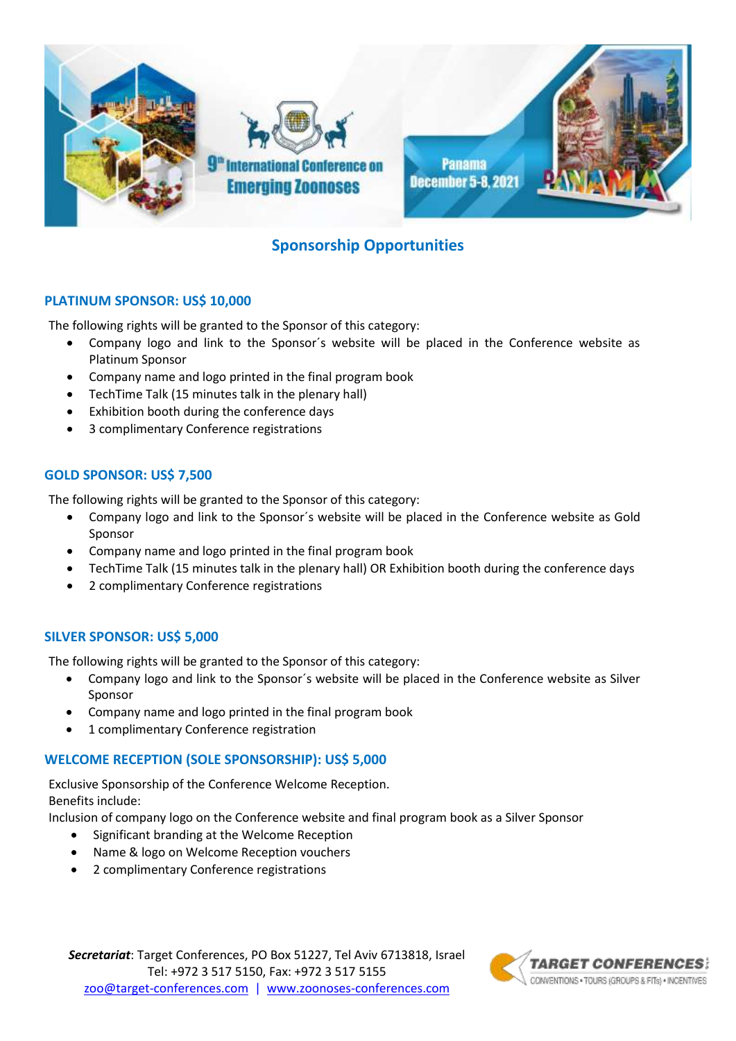9th International Conference on Emerging Zoonoses

Panama December 5-8, 2021

# Sponsorship Opportunities

## PLATINUM SPONSOR: US$ 10,000

The following rights will be granted to the Sponsor of this category:

- Company logo and link to the Sponsor´s website will be placed in the Conference website as Platinum Sponsor
- Company name and logo printed in the final program book
- TechTime Talk (15 minutes talk in the plenary hall)
- Exhibition booth during the conference days
- 3 complimentary Conference registrations

## GOLD SPONSOR: US$ 7,500

The following rights will be granted to the Sponsor of this category:

- Company logo and link to the Sponsor´s website will be placed in the Conference website as Gold Sponsor
- Company name and logo printed in the final program book
- TechTime Talk (15 minutes talk in the plenary hall) OR Exhibition booth during the conference days
- 2 complimentary Conference registrations

## SILVER SPONSOR: US$ 5,000

The following rights will be granted to the Sponsor of this category:

- Company logo and link to the Sponsor´s website will be placed in the Conference website as Silver Sponsor
- Company name and logo printed in the final program book
- 1 complimentary Conference registration

## WELCOME RECEPTION (SOLE SPONSORSHIP): US$ 5,000

Exclusive Sponsorship of the Conference Welcome Reception.
Benefits include:
Inclusion of company logo on the Conference website and final program book as a Silver Sponsor

- Significant branding at the Welcome Reception
- Name & logo on Welcome Reception vouchers
- 2 complimentary Conference registrations

***Secretariat***: Target Conferences, PO Box 51227, Tel Aviv 6713818, Israel
Tel: +972 3 517 5150, Fax: +972 3 517 5155
zoo@target-conferences.com | www.zoonoses-conferences.com

TARGET CONFERENCES
CONVENTIONS • TOURS (GROUPS & FITs) • INCENTIVES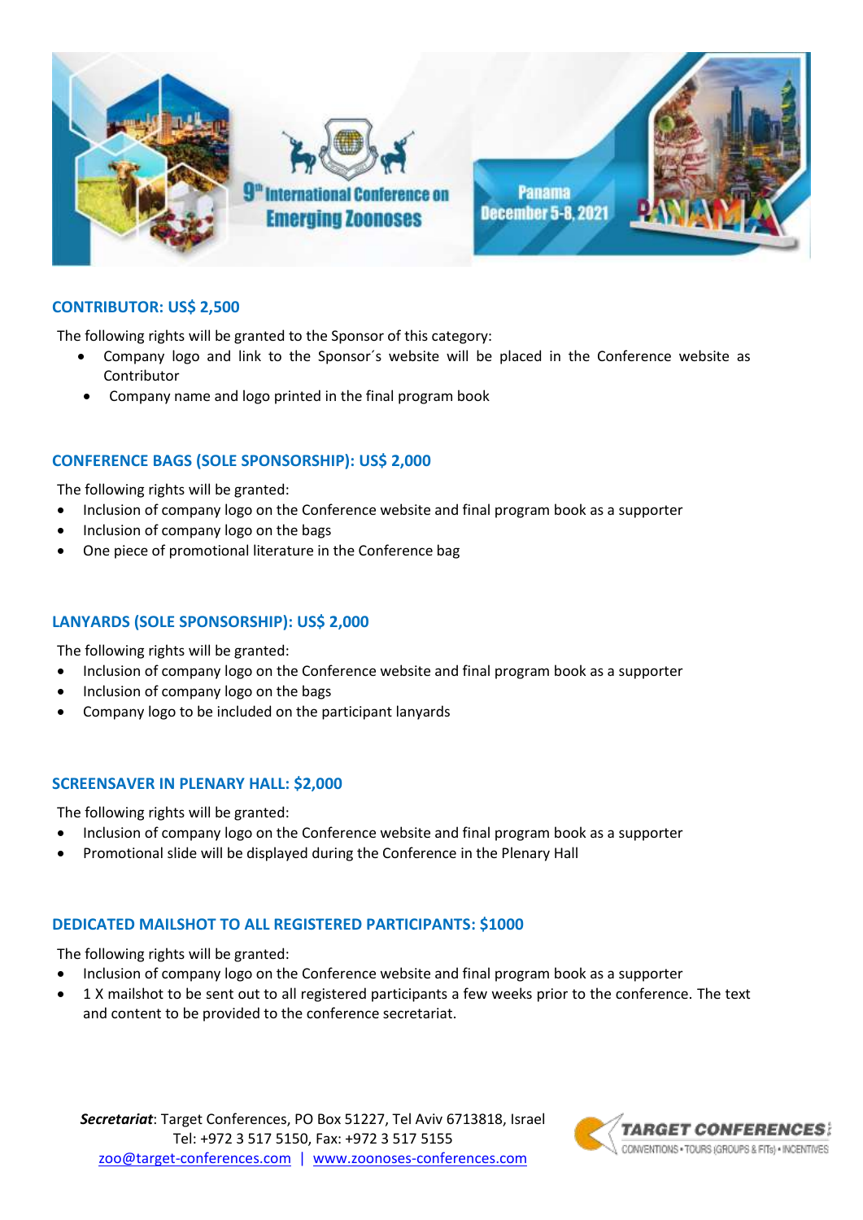## CONTRIBUTOR: US$ 2,500

The following rights will be granted to the Sponsor of this category:

- Company logo and link to the Sponsor´s website will be placed in the Conference website as Contributor
- Company name and logo printed in the final program book

## CONFERENCE BAGS (SOLE SPONSORSHIP): US$ 2,000

The following rights will be granted:

- Inclusion of company logo on the Conference website and final program book as a supporter
- Inclusion of company logo on the bags
- One piece of promotional literature in the Conference bag

## LANYARDS (SOLE SPONSORSHIP): US$ 2,000

The following rights will be granted:

- Inclusion of company logo on the Conference website and final program book as a supporter
- Inclusion of company logo on the bags
- Company logo to be included on the participant lanyards

## SCREENSAVER IN PLENARY HALL: $2,000

The following rights will be granted:

- Inclusion of company logo on the Conference website and final program book as a supporter
- Promotional slide will be displayed during the Conference in the Plenary Hall

## DEDICATED MAILSHOT TO ALL REGISTERED PARTICIPANTS: $1000

The following rights will be granted:

- Inclusion of company logo on the Conference website and final program book as a supporter
- 1 X mailshot to be sent out to all registered participants a few weeks prior to the conference. The text and content to be provided to the conference secretariat.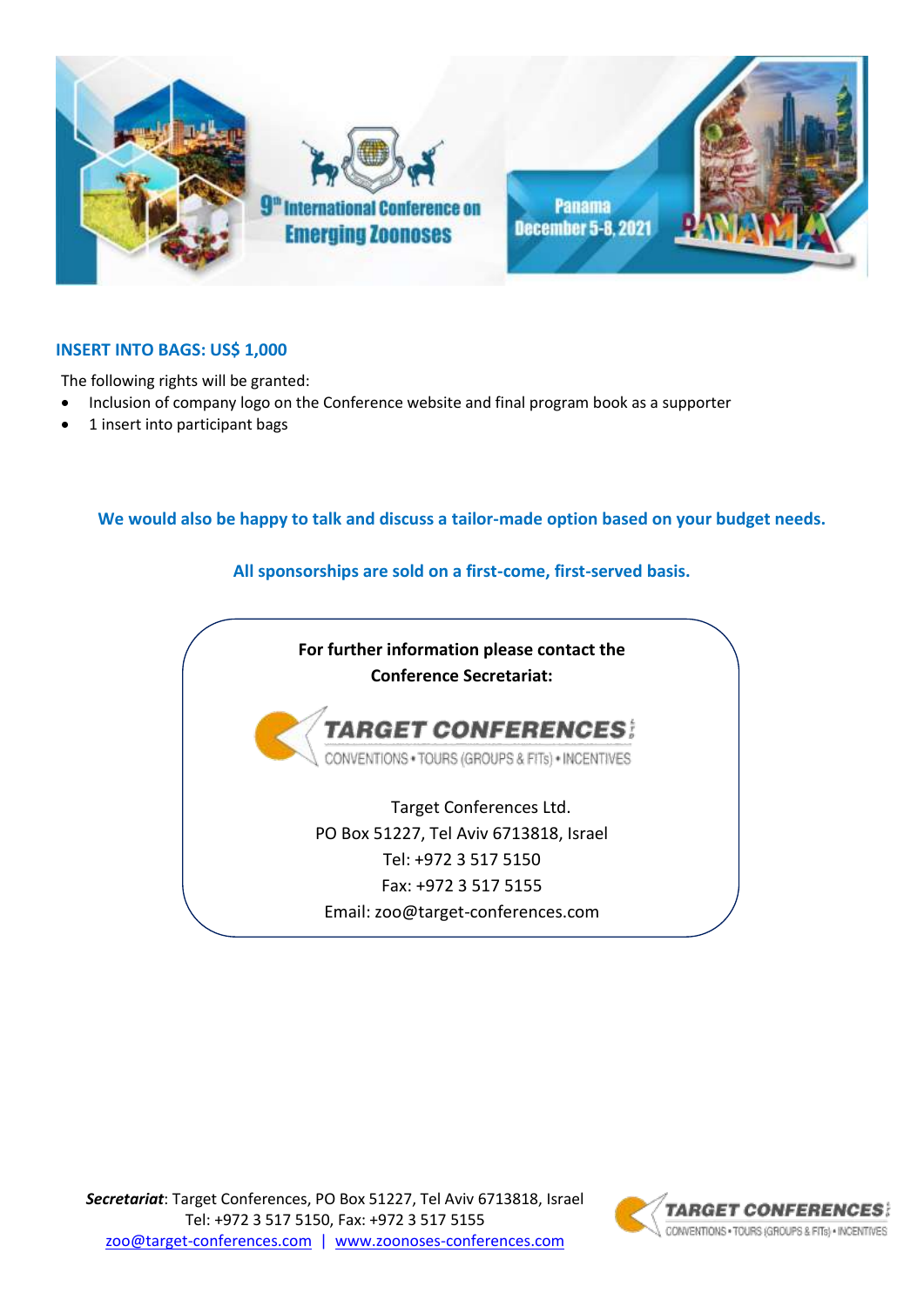## INSERT INTO BAGS: US$ 1,000

The following rights will be granted:

- Inclusion of company logo on the Conference website and final program book as a supporter
- 1 insert into participant bags

**We would also be happy to talk and discuss a tailor-made option based on your budget needs.**

**All sponsorships are sold on a first-come, first-served basis.**

**For further information please contact the Conference Secretariat:**

TARGET CONFERENCES
CONVENTIONS • TOURS (GROUPS & FITs) • INCENTIVES

Target Conferences Ltd.
PO Box 51227, Tel Aviv 6713818, Israel
Tel: +972 3 517 5150
Fax: +972 3 517 5155
Email: zoo@target-conferences.com